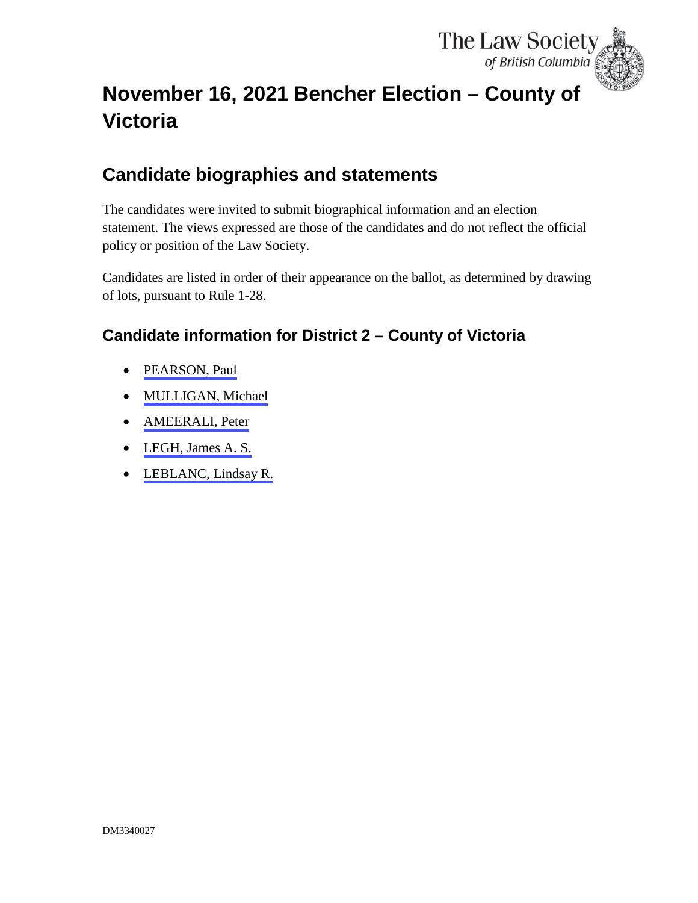# November 16, 2021 Bencher Election – County of Victoria

## Candidate biographies and statements

The candidates were invited to submit biographical information and an election statement. The views expressed are those of the candidates and do not reflect the official policy or position of the Law Society.

Candidates are listed in order of their appearance on the ballot, as determined by drawing of lots, pursuant to Rule 1-28.

### Candidate information for District 2 – County of Victoria

- PEARSON, Paul
- MULLIGAN, Michael
- AMEERALI, Peter
- LEGH, James A. S.
- LEBLANC, Lindsay R.

DM3340027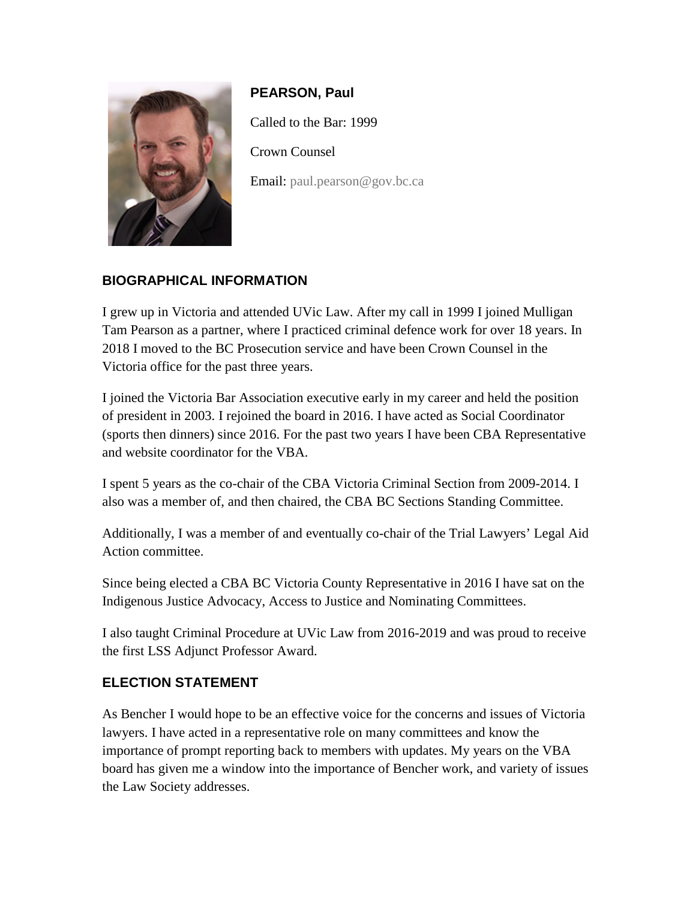**PEARSON, Paul**

Called to the Bar: 1999

Crown Counsel

Email: paul.pearson@gov.bc.ca

## BIOGRAPHICAL INFORMATION

I grew up in Victoria and attended UVic Law. After my call in 1999 I joined Mulligan Tam Pearson as a partner, where I practiced criminal defence work for over 18 years. In 2018 I moved to the BC Prosecution service and have been Crown Counsel in the Victoria office for the past three years.

I joined the Victoria Bar Association executive early in my career and held the position of president in 2003. I rejoined the board in 2016. I have acted as Social Coordinator (sports then dinners) since 2016. For the past two years I have been CBA Representative and website coordinator for the VBA.

I spent 5 years as the co-chair of the CBA Victoria Criminal Section from 2009-2014. I also was a member of, and then chaired, the CBA BC Sections Standing Committee.

Additionally, I was a member of and eventually co-chair of the Trial Lawyers' Legal Aid Action committee.

Since being elected a CBA BC Victoria County Representative in 2016 I have sat on the Indigenous Justice Advocacy, Access to Justice and Nominating Committees.

I also taught Criminal Procedure at UVic Law from 2016-2019 and was proud to receive the first LSS Adjunct Professor Award.

## ELECTION STATEMENT

As Bencher I would hope to be an effective voice for the concerns and issues of Victoria lawyers. I have acted in a representative role on many committees and know the importance of prompt reporting back to members with updates. My years on the VBA board has given me a window into the importance of Bencher work, and variety of issues the Law Society addresses.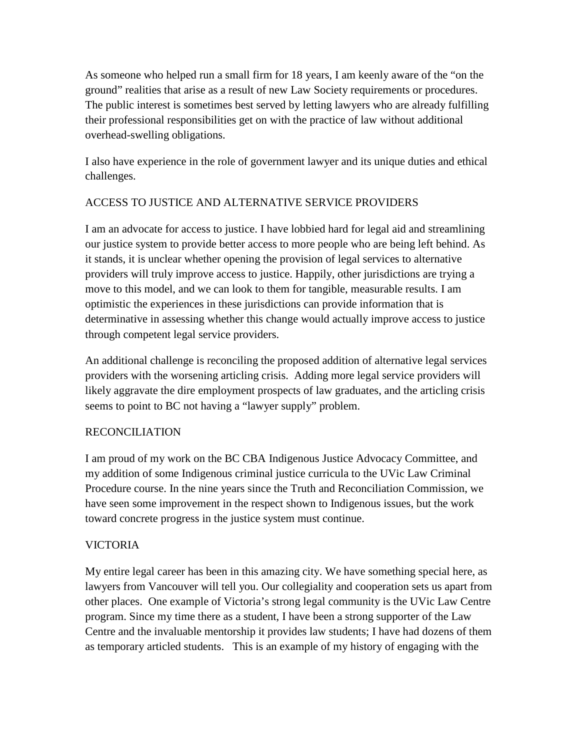As someone who helped run a small firm for 18 years, I am keenly aware of the “on the ground” realities that arise as a result of new Law Society requirements or procedures. The public interest is sometimes best served by letting lawyers who are already fulfilling their professional responsibilities get on with the practice of law without additional overhead-swelling obligations.

I also have experience in the role of government lawyer and its unique duties and ethical challenges.

## ACCESS TO JUSTICE AND ALTERNATIVE SERVICE PROVIDERS

I am an advocate for access to justice. I have lobbied hard for legal aid and streamlining our justice system to provide better access to more people who are being left behind. As it stands, it is unclear whether opening the provision of legal services to alternative providers will truly improve access to justice. Happily, other jurisdictions are trying a move to this model, and we can look to them for tangible, measurable results. I am optimistic the experiences in these jurisdictions can provide information that is determinative in assessing whether this change would actually improve access to justice through competent legal service providers.

An additional challenge is reconciling the proposed addition of alternative legal services providers with the worsening articling crisis. Adding more legal service providers will likely aggravate the dire employment prospects of law graduates, and the articling crisis seems to point to BC not having a “lawyer supply” problem.

## RECONCILIATION

I am proud of my work on the BC CBA Indigenous Justice Advocacy Committee, and my addition of some Indigenous criminal justice curricula to the UVic Law Criminal Procedure course. In the nine years since the Truth and Reconciliation Commission, we have seen some improvement in the respect shown to Indigenous issues, but the work toward concrete progress in the justice system must continue.

## VICTORIA

My entire legal career has been in this amazing city. We have something special here, as lawyers from Vancouver will tell you. Our collegiality and cooperation sets us apart from other places. One example of Victoria’s strong legal community is the UVic Law Centre program. Since my time there as a student, I have been a strong supporter of the Law Centre and the invaluable mentorship it provides law students; I have had dozens of them as temporary articled students. This is an example of my history of engaging with the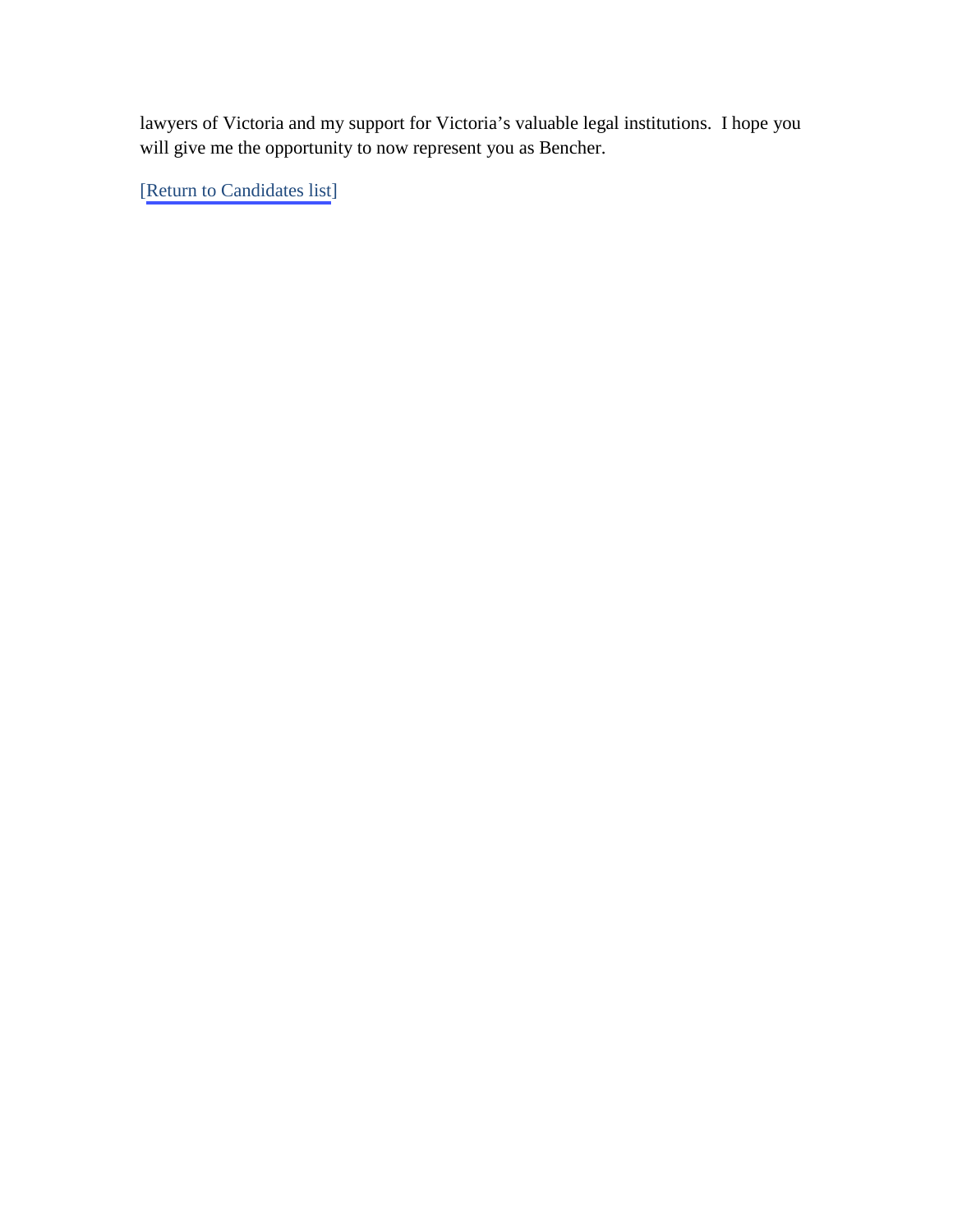lawyers of Victoria and my support for Victoria's valuable legal institutions. I hope you will give me the opportunity to now represent you as Bencher.

[Return to Candidates list]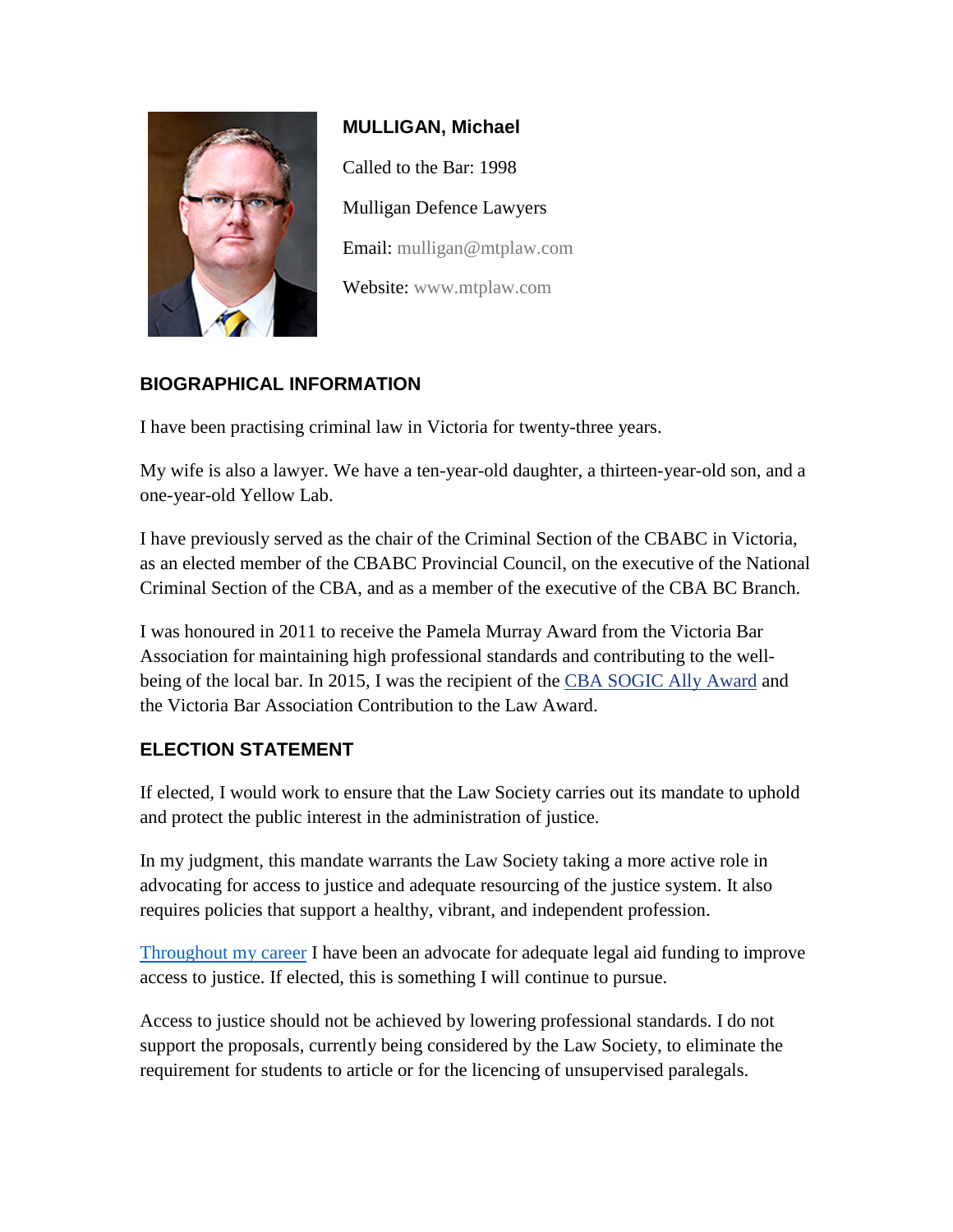**MULLIGAN, Michael**

Called to the Bar: 1998

Mulligan Defence Lawyers

Email: mulligan@mtplaw.com

Website: www.mtplaw.com

## BIOGRAPHICAL INFORMATION

I have been practising criminal law in Victoria for twenty-three years.

My wife is also a lawyer. We have a ten-year-old daughter, a thirteen-year-old son, and a one-year-old Yellow Lab.

I have previously served as the chair of the Criminal Section of the CBABC in Victoria, as an elected member of the CBABC Provincial Council, on the executive of the National Criminal Section of the CBA, and as a member of the executive of the CBA BC Branch.

I was honoured in 2011 to receive the Pamela Murray Award from the Victoria Bar Association for maintaining high professional standards and contributing to the well-being of the local bar. In 2015, I was the recipient of the CBA SOGIC Ally Award and the Victoria Bar Association Contribution to the Law Award.

## ELECTION STATEMENT

If elected, I would work to ensure that the Law Society carries out its mandate to uphold and protect the public interest in the administration of justice.

In my judgment, this mandate warrants the Law Society taking a more active role in advocating for access to justice and adequate resourcing of the justice system. It also requires policies that support a healthy, vibrant, and independent profession.

Throughout my career I have been an advocate for adequate legal aid funding to improve access to justice. If elected, this is something I will continue to pursue.

Access to justice should not be achieved by lowering professional standards. I do not support the proposals, currently being considered by the Law Society, to eliminate the requirement for students to article or for the licencing of unsupervised paralegals.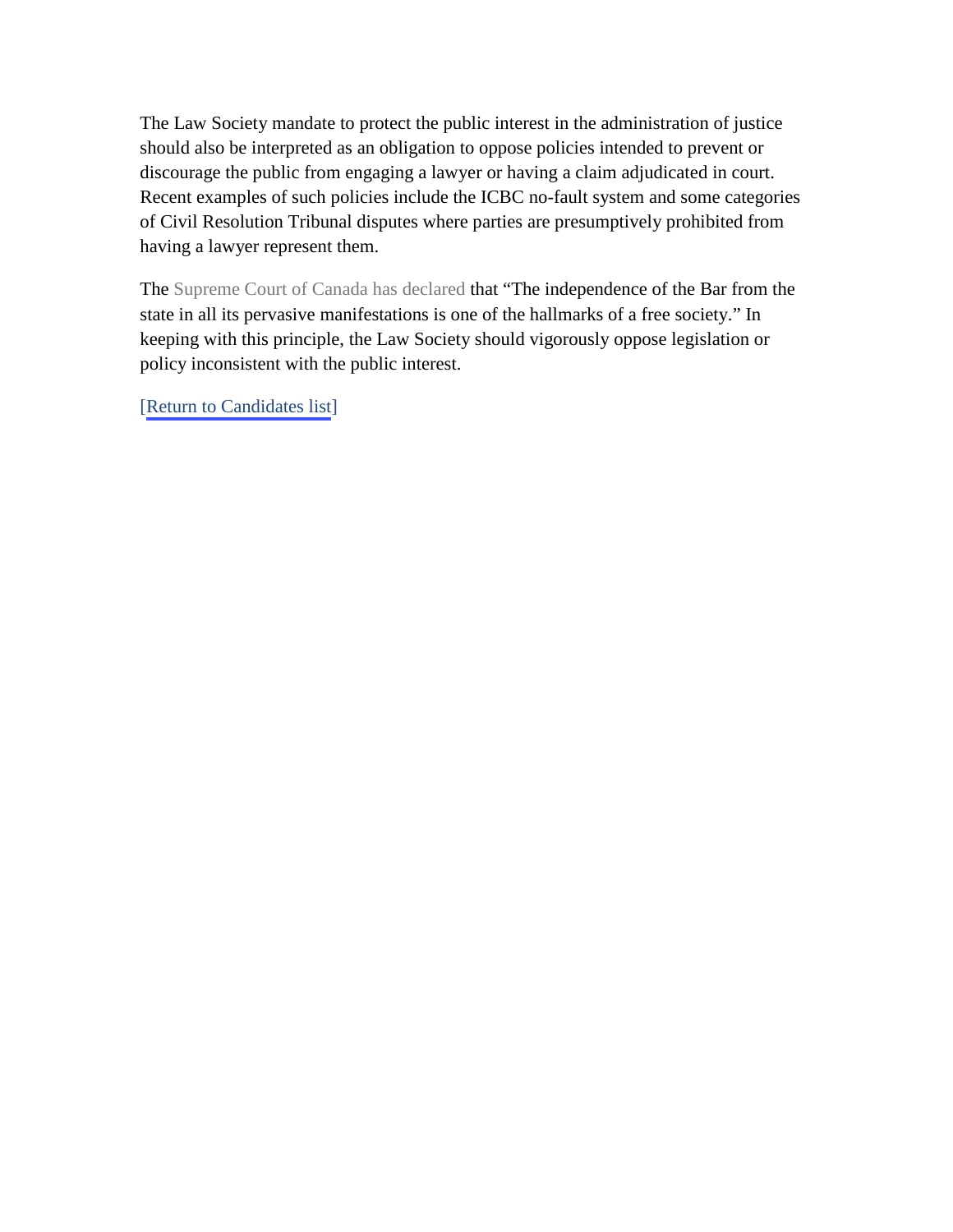The Law Society mandate to protect the public interest in the administration of justice should also be interpreted as an obligation to oppose policies intended to prevent or discourage the public from engaging a lawyer or having a claim adjudicated in court. Recent examples of such policies include the ICBC no-fault system and some categories of Civil Resolution Tribunal disputes where parties are presumptively prohibited from having a lawyer represent them.

The Supreme Court of Canada has declared that "The independence of the Bar from the state in all its pervasive manifestations is one of the hallmarks of a free society." In keeping with this principle, the Law Society should vigorously oppose legislation or policy inconsistent with the public interest.

[Return to Candidates list]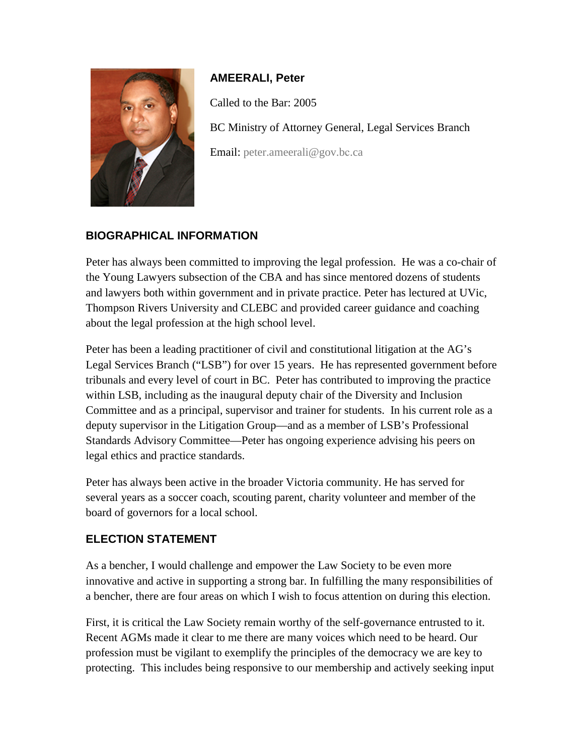**AMEERALI, Peter**

Called to the Bar: 2005

BC Ministry of Attorney General, Legal Services Branch

Email: peter.ameerali@gov.bc.ca

## BIOGRAPHICAL INFORMATION

Peter has always been committed to improving the legal profession. He was a co-chair of the Young Lawyers subsection of the CBA and has since mentored dozens of students and lawyers both within government and in private practice. Peter has lectured at UVic, Thompson Rivers University and CLEBC and provided career guidance and coaching about the legal profession at the high school level.

Peter has been a leading practitioner of civil and constitutional litigation at the AG's Legal Services Branch ("LSB") for over 15 years. He has represented government before tribunals and every level of court in BC. Peter has contributed to improving the practice within LSB, including as the inaugural deputy chair of the Diversity and Inclusion Committee and as a principal, supervisor and trainer for students. In his current role as a deputy supervisor in the Litigation Group—and as a member of LSB's Professional Standards Advisory Committee—Peter has ongoing experience advising his peers on legal ethics and practice standards.

Peter has always been active in the broader Victoria community. He has served for several years as a soccer coach, scouting parent, charity volunteer and member of the board of governors for a local school.

## ELECTION STATEMENT

As a bencher, I would challenge and empower the Law Society to be even more innovative and active in supporting a strong bar. In fulfilling the many responsibilities of a bencher, there are four areas on which I wish to focus attention on during this election.

First, it is critical the Law Society remain worthy of the self-governance entrusted to it. Recent AGMs made it clear to me there are many voices which need to be heard. Our profession must be vigilant to exemplify the principles of the democracy we are key to protecting. This includes being responsive to our membership and actively seeking input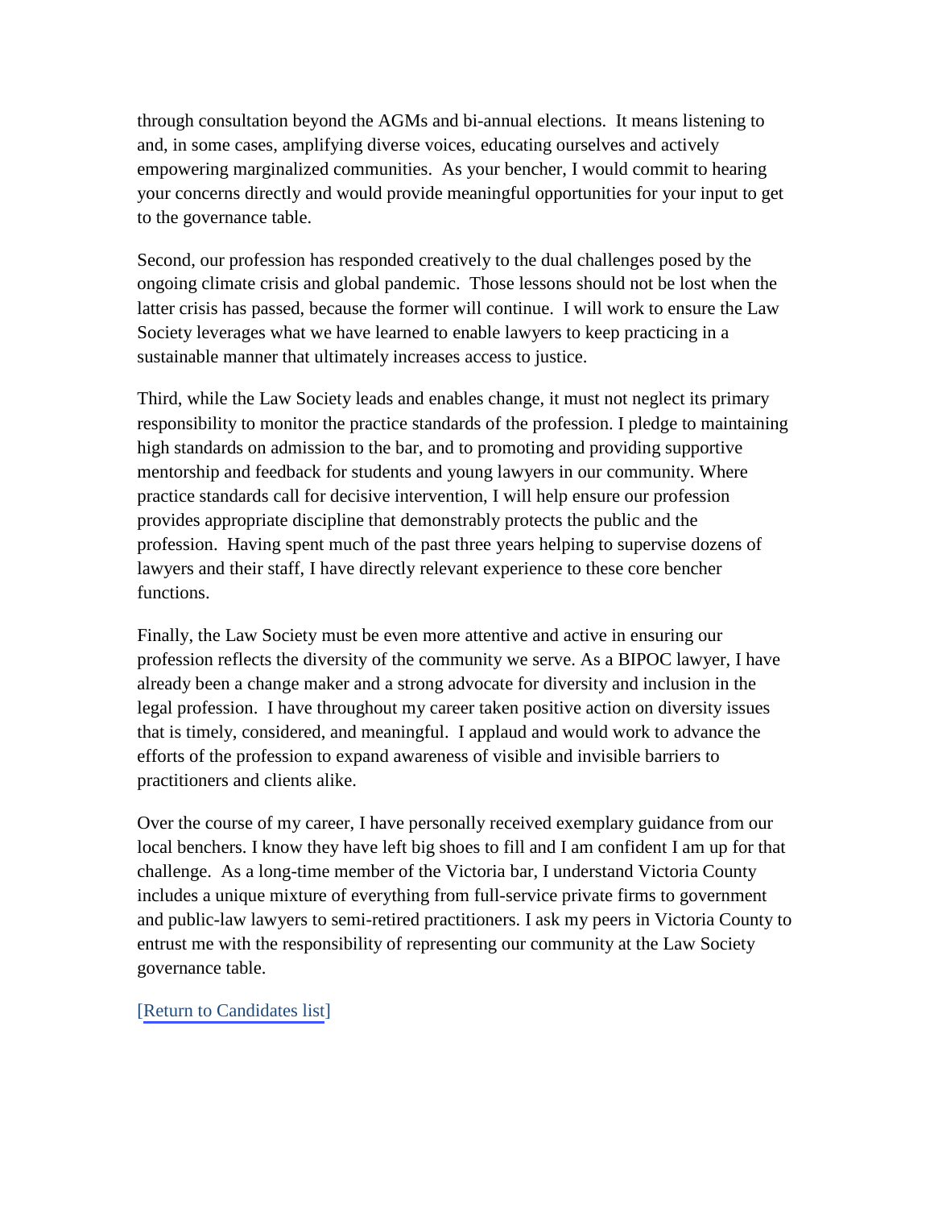through consultation beyond the AGMs and bi-annual elections. It means listening to and, in some cases, amplifying diverse voices, educating ourselves and actively empowering marginalized communities. As your bencher, I would commit to hearing your concerns directly and would provide meaningful opportunities for your input to get to the governance table.

Second, our profession has responded creatively to the dual challenges posed by the ongoing climate crisis and global pandemic. Those lessons should not be lost when the latter crisis has passed, because the former will continue. I will work to ensure the Law Society leverages what we have learned to enable lawyers to keep practicing in a sustainable manner that ultimately increases access to justice.

Third, while the Law Society leads and enables change, it must not neglect its primary responsibility to monitor the practice standards of the profession. I pledge to maintaining high standards on admission to the bar, and to promoting and providing supportive mentorship and feedback for students and young lawyers in our community. Where practice standards call for decisive intervention, I will help ensure our profession provides appropriate discipline that demonstrably protects the public and the profession. Having spent much of the past three years helping to supervise dozens of lawyers and their staff, I have directly relevant experience to these core bencher functions.

Finally, the Law Society must be even more attentive and active in ensuring our profession reflects the diversity of the community we serve. As a BIPOC lawyer, I have already been a change maker and a strong advocate for diversity and inclusion in the legal profession. I have throughout my career taken positive action on diversity issues that is timely, considered, and meaningful. I applaud and would work to advance the efforts of the profession to expand awareness of visible and invisible barriers to practitioners and clients alike.

Over the course of my career, I have personally received exemplary guidance from our local benchers. I know they have left big shoes to fill and I am confident I am up for that challenge. As a long-time member of the Victoria bar, I understand Victoria County includes a unique mixture of everything from full-service private firms to government and public-law lawyers to semi-retired practitioners. I ask my peers in Victoria County to entrust me with the responsibility of representing our community at the Law Society governance table.

[Return to Candidates list]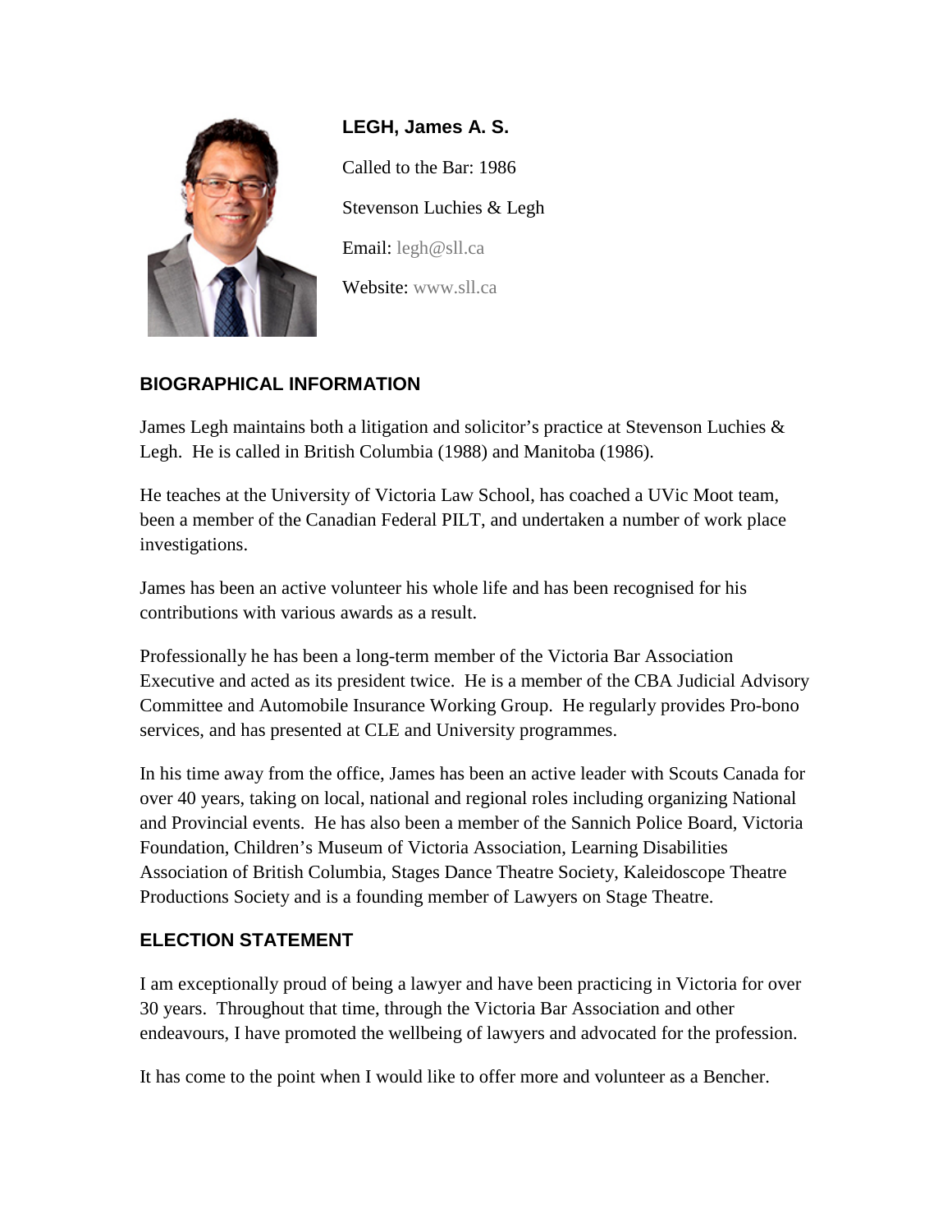**LEGH, James A. S.**

Called to the Bar: 1986

Stevenson Luchies & Legh

Email: legh@sll.ca

Website: www.sll.ca

## BIOGRAPHICAL INFORMATION

James Legh maintains both a litigation and solicitor's practice at Stevenson Luchies & Legh. He is called in British Columbia (1988) and Manitoba (1986).

He teaches at the University of Victoria Law School, has coached a UVic Moot team, been a member of the Canadian Federal PILT, and undertaken a number of work place investigations.

James has been an active volunteer his whole life and has been recognised for his contributions with various awards as a result.

Professionally he has been a long-term member of the Victoria Bar Association Executive and acted as its president twice. He is a member of the CBA Judicial Advisory Committee and Automobile Insurance Working Group. He regularly provides Pro-bono services, and has presented at CLE and University programmes.

In his time away from the office, James has been an active leader with Scouts Canada for over 40 years, taking on local, national and regional roles including organizing National and Provincial events. He has also been a member of the Sannich Police Board, Victoria Foundation, Children's Museum of Victoria Association, Learning Disabilities Association of British Columbia, Stages Dance Theatre Society, Kaleidoscope Theatre Productions Society and is a founding member of Lawyers on Stage Theatre.

## ELECTION STATEMENT

I am exceptionally proud of being a lawyer and have been practicing in Victoria for over 30 years. Throughout that time, through the Victoria Bar Association and other endeavours, I have promoted the wellbeing of lawyers and advocated for the profession.

It has come to the point when I would like to offer more and volunteer as a Bencher.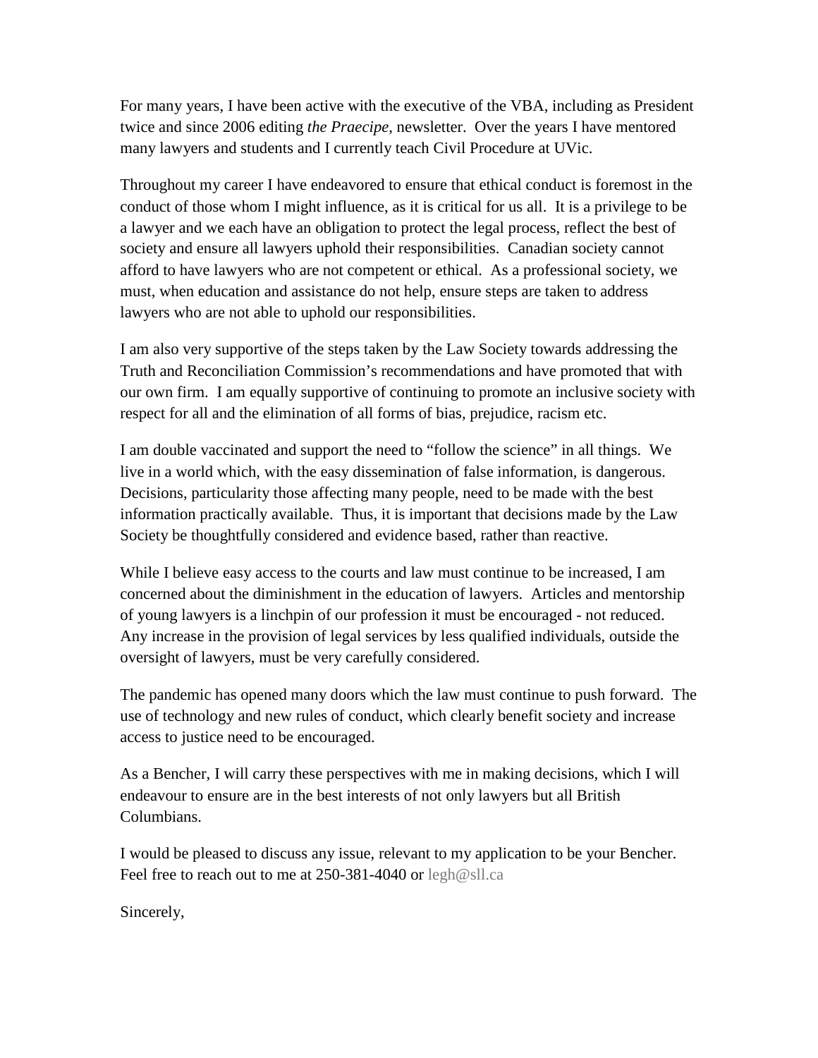For many years, I have been active with the executive of the VBA, including as President twice and since 2006 editing *the Praecipe,* newsletter. Over the years I have mentored many lawyers and students and I currently teach Civil Procedure at UVic.

Throughout my career I have endeavored to ensure that ethical conduct is foremost in the conduct of those whom I might influence, as it is critical for us all. It is a privilege to be a lawyer and we each have an obligation to protect the legal process, reflect the best of society and ensure all lawyers uphold their responsibilities. Canadian society cannot afford to have lawyers who are not competent or ethical. As a professional society, we must, when education and assistance do not help, ensure steps are taken to address lawyers who are not able to uphold our responsibilities.

I am also very supportive of the steps taken by the Law Society towards addressing the Truth and Reconciliation Commission's recommendations and have promoted that with our own firm. I am equally supportive of continuing to promote an inclusive society with respect for all and the elimination of all forms of bias, prejudice, racism etc.

I am double vaccinated and support the need to "follow the science" in all things. We live in a world which, with the easy dissemination of false information, is dangerous. Decisions, particularity those affecting many people, need to be made with the best information practically available. Thus, it is important that decisions made by the Law Society be thoughtfully considered and evidence based, rather than reactive.

While I believe easy access to the courts and law must continue to be increased, I am concerned about the diminishment in the education of lawyers. Articles and mentorship of young lawyers is a linchpin of our profession it must be encouraged - not reduced. Any increase in the provision of legal services by less qualified individuals, outside the oversight of lawyers, must be very carefully considered.

The pandemic has opened many doors which the law must continue to push forward. The use of technology and new rules of conduct, which clearly benefit society and increase access to justice need to be encouraged.

As a Bencher, I will carry these perspectives with me in making decisions, which I will endeavour to ensure are in the best interests of not only lawyers but all British Columbians.

I would be pleased to discuss any issue, relevant to my application to be your Bencher. Feel free to reach out to me at 250-381-4040 or legh@sll.ca

Sincerely,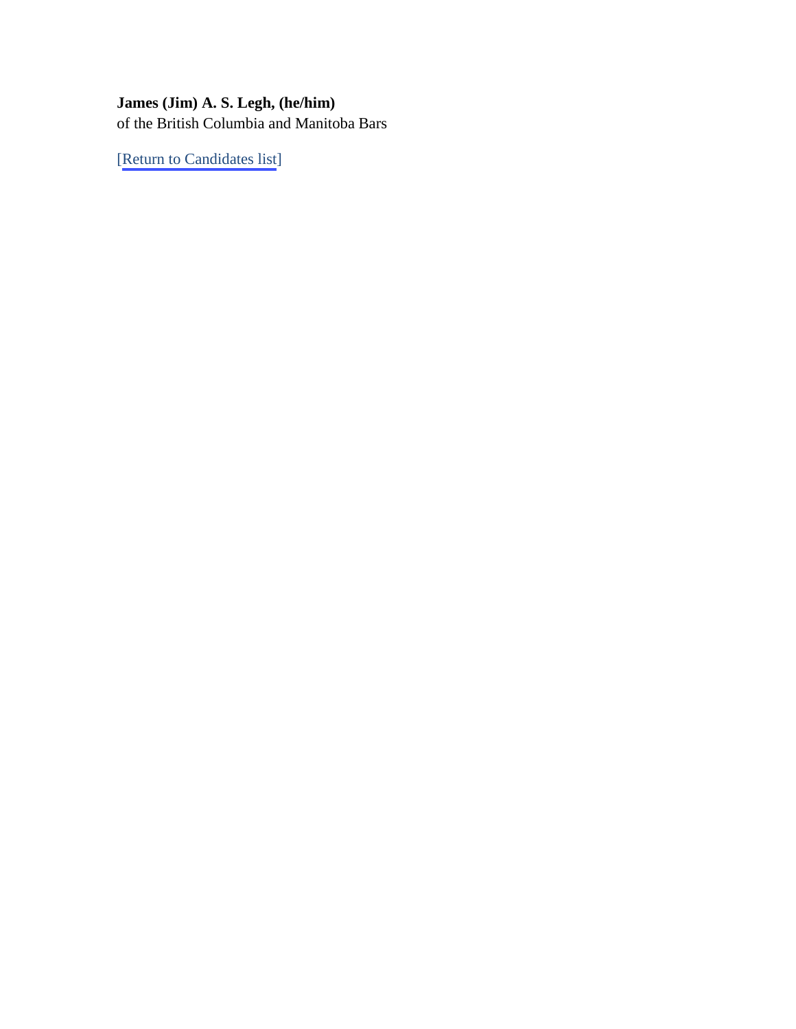**James (Jim) A. S. Legh, (he/him)**
of the British Columbia and Manitoba Bars

[Return to Candidates list]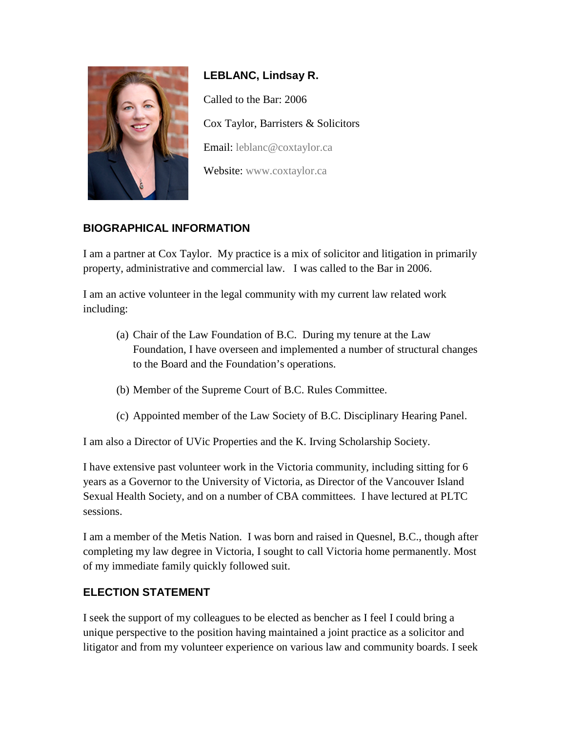**LEBLANC, Lindsay R.**

Called to the Bar: 2006

Cox Taylor, Barristers & Solicitors

Email: leblanc@coxtaylor.ca

Website: www.coxtaylor.ca

## BIOGRAPHICAL INFORMATION

I am a partner at Cox Taylor. My practice is a mix of solicitor and litigation in primarily property, administrative and commercial law. I was called to the Bar in 2006.

I am an active volunteer in the legal community with my current law related work including:

(a) Chair of the Law Foundation of B.C. During my tenure at the Law Foundation, I have overseen and implemented a number of structural changes to the Board and the Foundation's operations.

(b) Member of the Supreme Court of B.C. Rules Committee.

(c) Appointed member of the Law Society of B.C. Disciplinary Hearing Panel.

I am also a Director of UVic Properties and the K. Irving Scholarship Society.

I have extensive past volunteer work in the Victoria community, including sitting for 6 years as a Governor to the University of Victoria, as Director of the Vancouver Island Sexual Health Society, and on a number of CBA committees. I have lectured at PLTC sessions.

I am a member of the Metis Nation. I was born and raised in Quesnel, B.C., though after completing my law degree in Victoria, I sought to call Victoria home permanently. Most of my immediate family quickly followed suit.

## ELECTION STATEMENT

I seek the support of my colleagues to be elected as bencher as I feel I could bring a unique perspective to the position having maintained a joint practice as a solicitor and litigator and from my volunteer experience on various law and community boards. I seek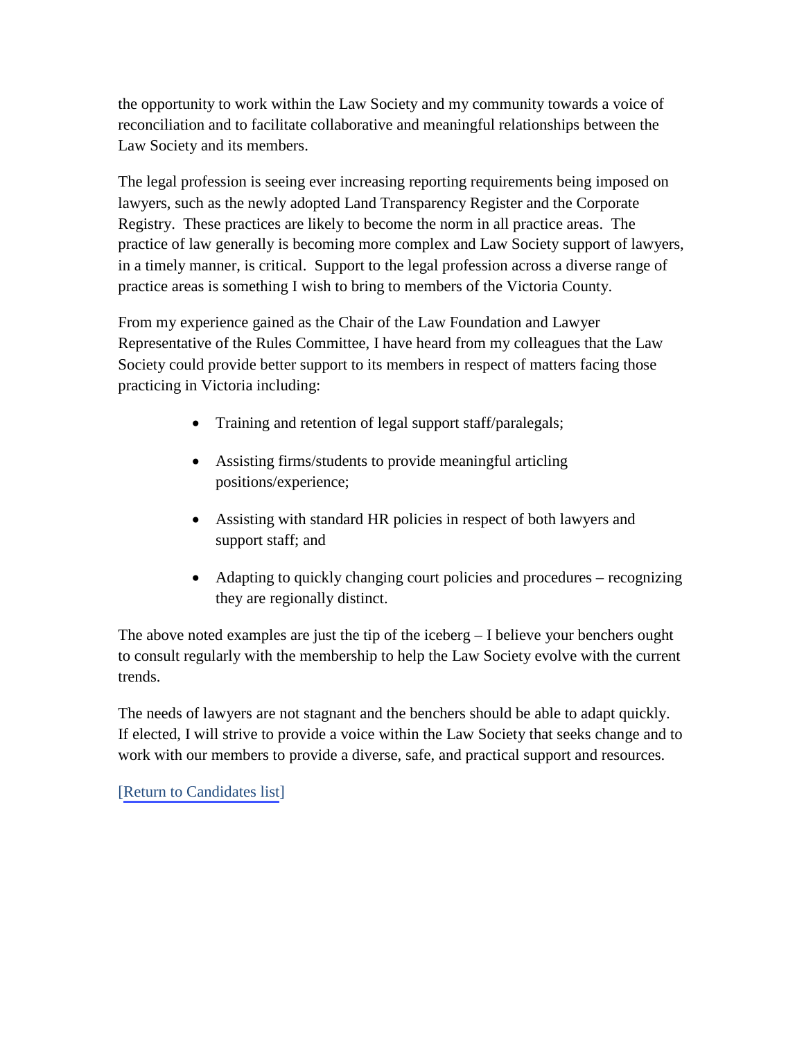the opportunity to work within the Law Society and my community towards a voice of reconciliation and to facilitate collaborative and meaningful relationships between the Law Society and its members.

The legal profession is seeing ever increasing reporting requirements being imposed on lawyers, such as the newly adopted Land Transparency Register and the Corporate Registry. These practices are likely to become the norm in all practice areas. The practice of law generally is becoming more complex and Law Society support of lawyers, in a timely manner, is critical. Support to the legal profession across a diverse range of practice areas is something I wish to bring to members of the Victoria County.

From my experience gained as the Chair of the Law Foundation and Lawyer Representative of the Rules Committee, I have heard from my colleagues that the Law Society could provide better support to its members in respect of matters facing those practicing in Victoria including:

- Training and retention of legal support staff/paralegals;
- Assisting firms/students to provide meaningful articling positions/experience;
- Assisting with standard HR policies in respect of both lawyers and support staff; and
- Adapting to quickly changing court policies and procedures – recognizing they are regionally distinct.

The above noted examples are just the tip of the iceberg – I believe your benchers ought to consult regularly with the membership to help the Law Society evolve with the current trends.

The needs of lawyers are not stagnant and the benchers should be able to adapt quickly. If elected, I will strive to provide a voice within the Law Society that seeks change and to work with our members to provide a diverse, safe, and practical support and resources.

[Return to Candidates list]